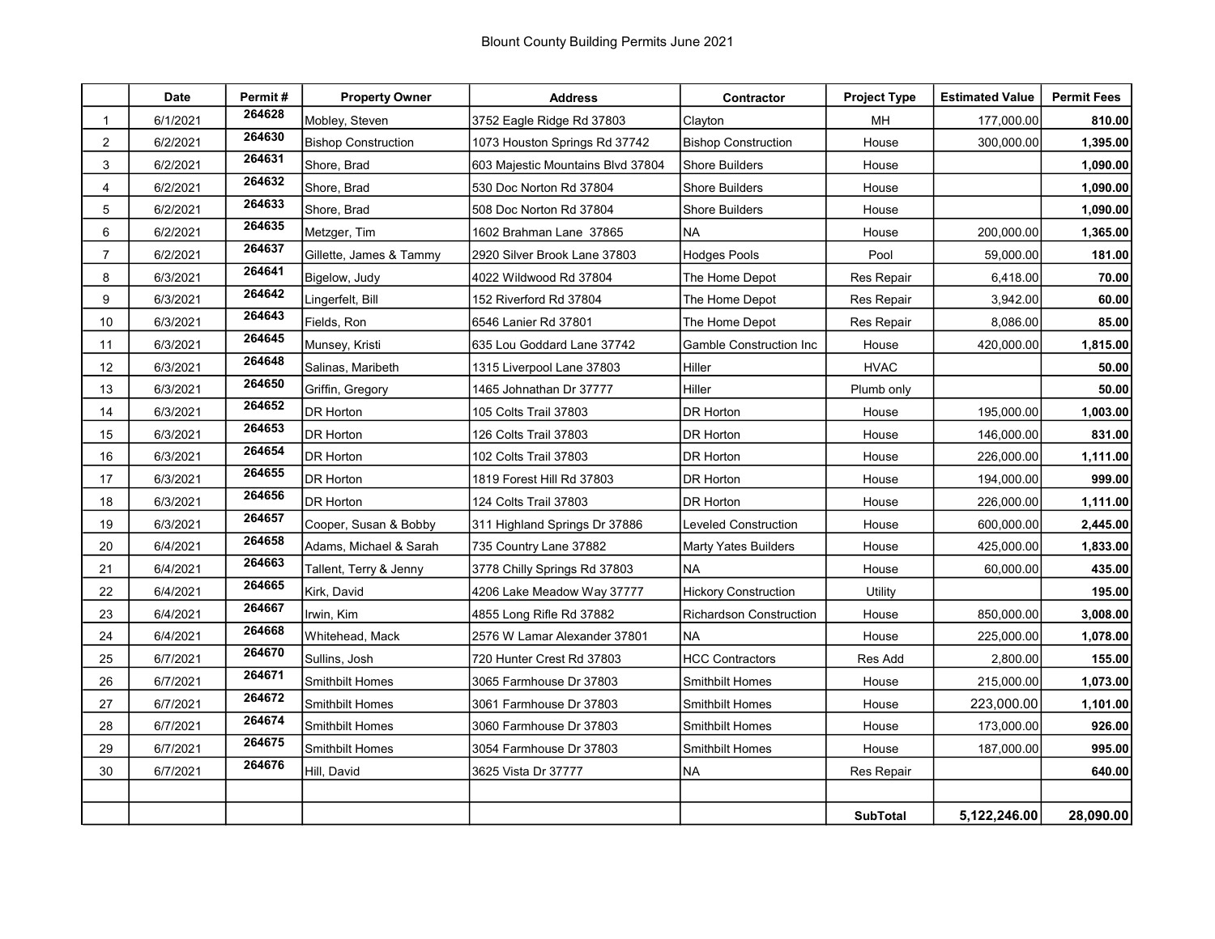# Blount County Building Permits June 2021

| | Date | Permit # | Property Owner | Address | Contractor | Project Type | Estimated Value | Permit Fees |
|---|---|---|---|---|---|---|---|---|
| 1 | 6/1/2021 | 264628 | Mobley, Steven | 3752 Eagle Ridge Rd 37803 | Clayton | MH | 177,000.00 | **810.00** |
| 2 | 6/2/2021 | 264630 | Bishop Construction | 1073 Houston Springs Rd 37742 | Bishop Construction | House | 300,000.00 | **1,395.00** |
| 3 | 6/2/2021 | 264631 | Shore, Brad | 603 Majestic Mountains Blvd 37804 | Shore Builders | House | | **1,090.00** |
| 4 | 6/2/2021 | 264632 | Shore, Brad | 530 Doc Norton Rd 37804 | Shore Builders | House | | **1,090.00** |
| 5 | 6/2/2021 | 264633 | Shore, Brad | 508 Doc Norton Rd 37804 | Shore Builders | House | | **1,090.00** |
| 6 | 6/2/2021 | 264635 | Metzger, Tim | 1602 Brahman Lane 37865 | NA | House | 200,000.00 | **1,365.00** |
| 7 | 6/2/2021 | 264637 | Gillette, James & Tammy | 2920 Silver Brook Lane 37803 | Hodges Pools | Pool | 59,000.00 | **181.00** |
| 8 | 6/3/2021 | 264641 | Bigelow, Judy | 4022 Wildwood Rd 37804 | The Home Depot | Res Repair | 6,418.00 | **70.00** |
| 9 | 6/3/2021 | 264642 | Lingerfelt, Bill | 152 Riverford Rd 37804 | The Home Depot | Res Repair | 3,942.00 | **60.00** |
| 10 | 6/3/2021 | 264643 | Fields, Ron | 6546 Lanier Rd 37801 | The Home Depot | Res Repair | 8,086.00 | **85.00** |
| 11 | 6/3/2021 | 264645 | Munsey, Kristi | 635 Lou Goddard Lane 37742 | Gamble Construction Inc | House | 420,000.00 | **1,815.00** |
| 12 | 6/3/2021 | 264648 | Salinas, Maribeth | 1315 Liverpool Lane 37803 | Hiller | HVAC | | **50.00** |
| 13 | 6/3/2021 | 264650 | Griffin, Gregory | 1465 Johnathan Dr 37777 | Hiller | Plumb only | | **50.00** |
| 14 | 6/3/2021 | 264652 | DR Horton | 105 Colts Trail 37803 | DR Horton | House | 195,000.00 | **1,003.00** |
| 15 | 6/3/2021 | 264653 | DR Horton | 126 Colts Trail 37803 | DR Horton | House | 146,000.00 | **831.00** |
| 16 | 6/3/2021 | 264654 | DR Horton | 102 Colts Trail 37803 | DR Horton | House | 226,000.00 | **1,111.00** |
| 17 | 6/3/2021 | 264655 | DR Horton | 1819 Forest Hill Rd 37803 | DR Horton | House | 194,000.00 | **999.00** |
| 18 | 6/3/2021 | 264656 | DR Horton | 124 Colts Trail 37803 | DR Horton | House | 226,000.00 | **1,111.00** |
| 19 | 6/3/2021 | 264657 | Cooper, Susan & Bobby | 311 Highland Springs Dr 37886 | Leveled Construction | House | 600,000.00 | **2,445.00** |
| 20 | 6/4/2021 | 264658 | Adams, Michael & Sarah | 735 Country Lane 37882 | Marty Yates Builders | House | 425,000.00 | **1,833.00** |
| 21 | 6/4/2021 | 264663 | Tallent, Terry & Jenny | 3778 Chilly Springs Rd 37803 | NA | House | 60,000.00 | **435.00** |
| 22 | 6/4/2021 | 264665 | Kirk, David | 4206 Lake Meadow Way 37777 | Hickory Construction | Utility | | **195.00** |
| 23 | 6/4/2021 | 264667 | Irwin, Kim | 4855 Long Rifle Rd 37882 | Richardson Construction | House | 850,000.00 | **3,008.00** |
| 24 | 6/4/2021 | 264668 | Whitehead, Mack | 2576 W Lamar Alexander 37801 | NA | House | 225,000.00 | **1,078.00** |
| 25 | 6/7/2021 | 264670 | Sullins, Josh | 720 Hunter Crest Rd 37803 | HCC Contractors | Res Add | 2,800.00 | **155.00** |
| 26 | 6/7/2021 | 264671 | Smithbilt Homes | 3065 Farmhouse Dr 37803 | Smithbilt Homes | House | 215,000.00 | **1,073.00** |
| 27 | 6/7/2021 | 264672 | Smithbilt Homes | 3061 Farmhouse Dr 37803 | Smithbilt Homes | House | 223,000.00 | **1,101.00** |
| 28 | 6/7/2021 | 264674 | Smithbilt Homes | 3060 Farmhouse Dr 37803 | Smithbilt Homes | House | 173,000.00 | **926.00** |
| 29 | 6/7/2021 | 264675 | Smithbilt Homes | 3054 Farmhouse Dr 37803 | Smithbilt Homes | House | 187,000.00 | **995.00** |
| 30 | 6/7/2021 | 264676 | Hill, David | 3625 Vista Dr 37777 | NA | Res Repair | | **640.00** |
| | | | | | | | | |
| | | | | | | **SubTotal** | **5,122,246.00** | **28,090.00** |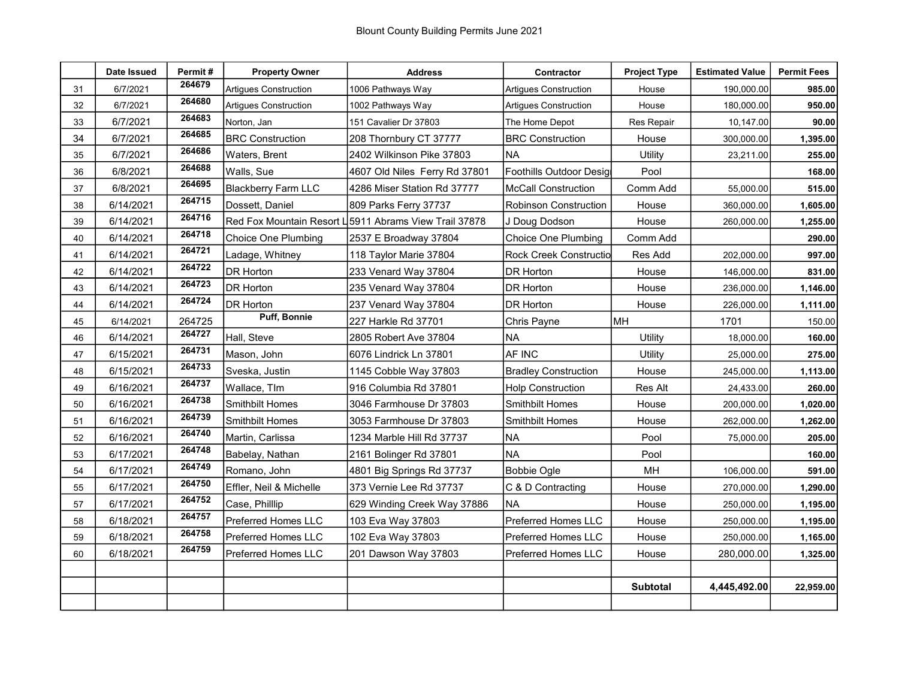Blount County Building Permits June 2021

| | Date Issued | Permit # | Property Owner | Address | Contractor | Project Type | Estimated Value | Permit Fees |
|---|---|---|---|---|---|---|---|---|
| 31 | 6/7/2021 | 264679 | Artigues Construction | 1006 Pathways Way | Artigues Construction | House | 190,000.00 | **985.00** |
| 32 | 6/7/2021 | 264680 | Artigues Construction | 1002 Pathways Way | Artigues Construction | House | 180,000.00 | **950.00** |
| 33 | 6/7/2021 | 264683 | Norton, Jan | 151 Cavalier Dr 37803 | The Home Depot | Res Repair | 10,147.00 | **90.00** |
| 34 | 6/7/2021 | 264685 | BRC Construction | 208 Thornbury CT 37777 | BRC Construction | House | 300,000.00 | **1,395.00** |
| 35 | 6/7/2021 | 264686 | Waters, Brent | 2402 Wilkinson Pike 37803 | NA | Utility | 23,211.00 | **255.00** |
| 36 | 6/8/2021 | 264688 | Walls, Sue | 4607 Old Niles Ferry Rd 37801 | Foothills Outdoor Desig | Pool | | **168.00** |
| 37 | 6/8/2021 | 264695 | Blackberry Farm LLC | 4286 Miser Station Rd 37777 | McCall Construction | Comm Add | 55,000.00 | **515.00** |
| 38 | 6/14/2021 | 264715 | Dossett, Daniel | 809 Parks Ferry 37737 | Robinson Construction | House | 360,000.00 | **1,605.00** |
| 39 | 6/14/2021 | 264716 | Red Fox Mountain Resort L | 5911 Abrams View Trail 37878 | J Doug Dodson | House | 260,000.00 | **1,255.00** |
| 40 | 6/14/2021 | 264718 | Choice One Plumbing | 2537 E Broadway 37804 | Choice One Plumbing | Comm Add | | **290.00** |
| 41 | 6/14/2021 | 264721 | Ladage, Whitney | 118 Taylor Marie 37804 | Rock Creek Constructio | Res Add | 202,000.00 | **997.00** |
| 42 | 6/14/2021 | 264722 | DR Horton | 233 Venard Way 37804 | DR Horton | House | 146,000.00 | **831.00** |
| 43 | 6/14/2021 | 264723 | DR Horton | 235 Venard Way 37804 | DR Horton | House | 236,000.00 | **1,146.00** |
| 44 | 6/14/2021 | 264724 | DR Horton | 237 Venard Way 37804 | DR Horton | House | 226,000.00 | **1,111.00** |
| 45 | 6/14/2021 | 264725 | **Puff, Bonnie** | 227 Harkle Rd 37701 | Chris Payne | MH | 1701 | 150.00 |
| 46 | 6/14/2021 | 264727 | Hall, Steve | 2805 Robert Ave 37804 | NA | Utility | 18,000.00 | **160.00** |
| 47 | 6/15/2021 | 264731 | Mason, John | 6076 Lindrick Ln 37801 | AF INC | Utility | 25,000.00 | **275.00** |
| 48 | 6/15/2021 | 264733 | Sveska, Justin | 1145 Cobble Way 37803 | Bradley Construction | House | 245,000.00 | **1,113.00** |
| 49 | 6/16/2021 | 264737 | Wallace, TIm | 916 Columbia Rd 37801 | Holp Construction | Res Alt | 24,433.00 | **260.00** |
| 50 | 6/16/2021 | 264738 | Smithbilt Homes | 3046 Farmhouse Dr 37803 | Smithbilt Homes | House | 200,000.00 | **1,020.00** |
| 51 | 6/16/2021 | 264739 | Smithbilt Homes | 3053 Farmhouse Dr 37803 | Smithbilt Homes | House | 262,000.00 | **1,262.00** |
| 52 | 6/16/2021 | 264740 | Martin, Carlissa | 1234 Marble Hill Rd 37737 | NA | Pool | 75,000.00 | **205.00** |
| 53 | 6/17/2021 | 264748 | Babelay, Nathan | 2161 Bolinger Rd 37801 | NA | Pool | | **160.00** |
| 54 | 6/17/2021 | 264749 | Romano, John | 4801 Big Springs Rd 37737 | Bobbie Ogle | MH | 106,000.00 | **591.00** |
| 55 | 6/17/2021 | 264750 | Effler, Neil & Michelle | 373 Vernie Lee Rd 37737 | C & D Contracting | House | 270,000.00 | **1,290.00** |
| 57 | 6/17/2021 | 264752 | Case, Philllip | 629 Winding Creek Way 37886 | NA | House | 250,000.00 | **1,195.00** |
| 58 | 6/18/2021 | 264757 | Preferred Homes LLC | 103 Eva Way 37803 | Preferred Homes LLC | House | 250,000.00 | **1,195.00** |
| 59 | 6/18/2021 | 264758 | Preferred Homes LLC | 102 Eva Way 37803 | Preferred Homes LLC | House | 250,000.00 | **1,165.00** |
| 60 | 6/18/2021 | 264759 | Preferred Homes LLC | 201 Dawson Way 37803 | Preferred Homes LLC | House | 280,000.00 | **1,325.00** |
| | | | | | | | | |
| | | | | | | **Subtotal** | **4,445,492.00** | **22,959.00** |
| | | | | | | | | |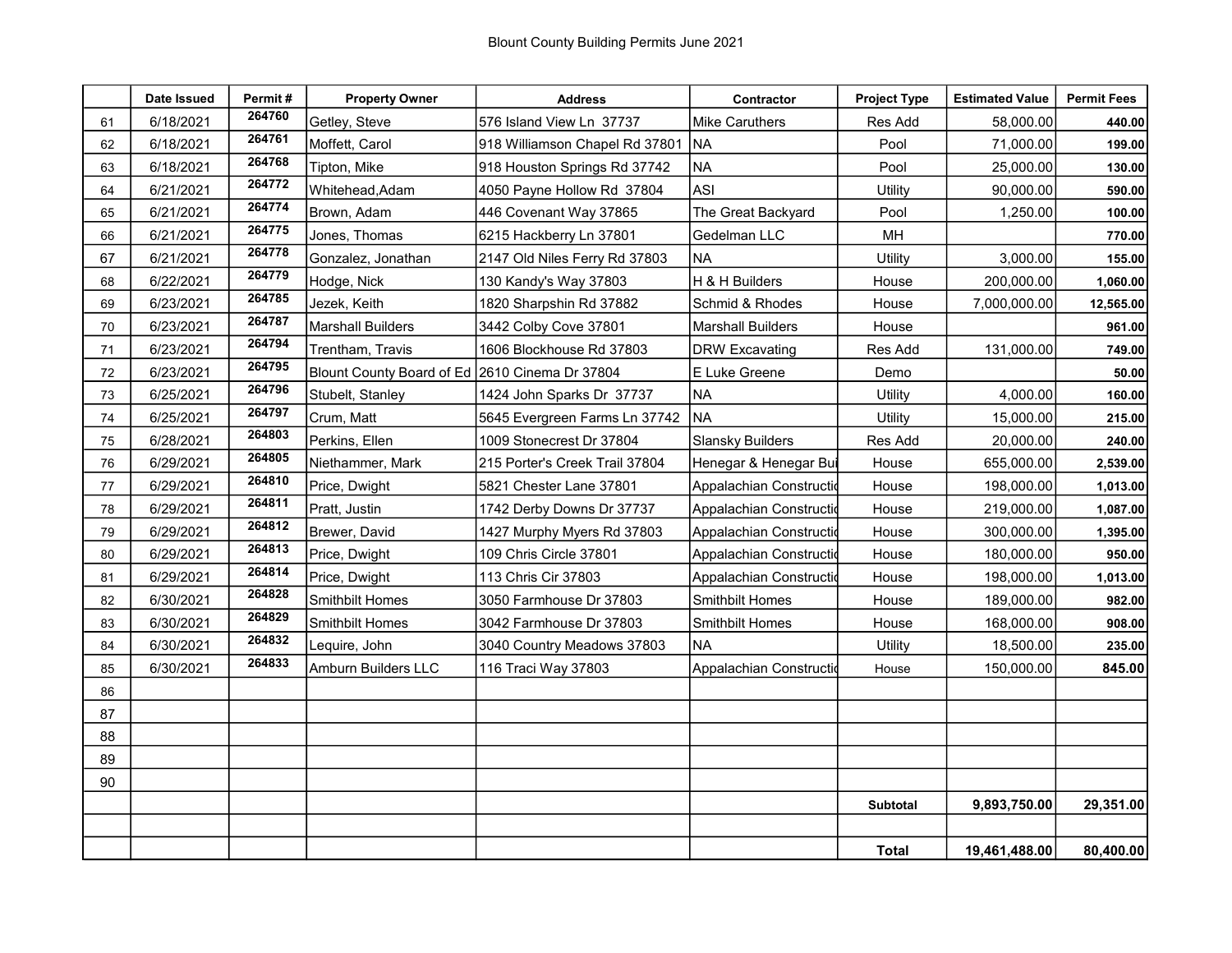Blount County Building Permits June 2021

| | Date Issued | Permit # | Property Owner | Address | Contractor | Project Type | Estimated Value | Permit Fees |
|---|---|---|---|---|---|---|---|---|
| 61 | 6/18/2021 | 264760 | Getley, Steve | 576 Island View Ln 37737 | Mike Caruthers | Res Add | 58,000.00 | **440.00** |
| 62 | 6/18/2021 | 264761 | Moffett, Carol | 918 Williamson Chapel Rd 37801 | NA | Pool | 71,000.00 | **199.00** |
| 63 | 6/18/2021 | 264768 | Tipton, Mike | 918 Houston Springs Rd 37742 | NA | Pool | 25,000.00 | **130.00** |
| 64 | 6/21/2021 | 264772 | Whitehead,Adam | 4050 Payne Hollow Rd 37804 | ASI | Utility | 90,000.00 | **590.00** |
| 65 | 6/21/2021 | 264774 | Brown, Adam | 446 Covenant Way 37865 | The Great Backyard | Pool | 1,250.00 | **100.00** |
| 66 | 6/21/2021 | 264775 | Jones, Thomas | 6215 Hackberry Ln 37801 | Gedelman LLC | MH | | **770.00** |
| 67 | 6/21/2021 | 264778 | Gonzalez, Jonathan | 2147 Old Niles Ferry Rd 37803 | NA | Utility | 3,000.00 | **155.00** |
| 68 | 6/22/2021 | 264779 | Hodge, Nick | 130 Kandy's Way 37803 | H & H Builders | House | 200,000.00 | **1,060.00** |
| 69 | 6/23/2021 | 264785 | Jezek, Keith | 1820 Sharpshin Rd 37882 | Schmid & Rhodes | House | 7,000,000.00 | **12,565.00** |
| 70 | 6/23/2021 | 264787 | Marshall Builders | 3442 Colby Cove 37801 | Marshall Builders | House | | **961.00** |
| 71 | 6/23/2021 | 264794 | Trentham, Travis | 1606 Blockhouse Rd 37803 | DRW Excavating | Res Add | 131,000.00 | **749.00** |
| 72 | 6/23/2021 | 264795 | Blount County Board of Ed | 2610 Cinema Dr 37804 | E Luke Greene | Demo | | **50.00** |
| 73 | 6/25/2021 | 264796 | Stubelt, Stanley | 1424 John Sparks Dr 37737 | NA | Utility | 4,000.00 | **160.00** |
| 74 | 6/25/2021 | 264797 | Crum, Matt | 5645 Evergreen Farms Ln 37742 | NA | Utility | 15,000.00 | **215.00** |
| 75 | 6/28/2021 | 264803 | Perkins, Ellen | 1009 Stonecrest Dr 37804 | Slansky Builders | Res Add | 20,000.00 | **240.00** |
| 76 | 6/29/2021 | 264805 | Niethammer, Mark | 215 Porter's Creek Trail 37804 | Henegar & Henegar Bui | House | 655,000.00 | **2,539.00** |
| 77 | 6/29/2021 | 264810 | Price, Dwight | 5821 Chester Lane 37801 | Appalachian Constructio | House | 198,000.00 | **1,013.00** |
| 78 | 6/29/2021 | 264811 | Pratt, Justin | 1742 Derby Downs Dr 37737 | Appalachian Constructio | House | 219,000.00 | **1,087.00** |
| 79 | 6/29/2021 | 264812 | Brewer, David | 1427 Murphy Myers Rd 37803 | Appalachian Constructio | House | 300,000.00 | **1,395.00** |
| 80 | 6/29/2021 | 264813 | Price, Dwight | 109 Chris Circle 37801 | Appalachian Constructio | House | 180,000.00 | **950.00** |
| 81 | 6/29/2021 | 264814 | Price, Dwight | 113 Chris Cir 37803 | Appalachian Constructio | House | 198,000.00 | **1,013.00** |
| 82 | 6/30/2021 | 264828 | Smithbilt Homes | 3050 Farmhouse Dr 37803 | Smithbilt Homes | House | 189,000.00 | **982.00** |
| 83 | 6/30/2021 | 264829 | Smithbilt Homes | 3042 Farmhouse Dr 37803 | Smithbilt Homes | House | 168,000.00 | **908.00** |
| 84 | 6/30/2021 | 264832 | Lequire, John | 3040 Country Meadows 37803 | NA | Utility | 18,500.00 | **235.00** |
| 85 | 6/30/2021 | 264833 | Amburn Builders LLC | 116 Traci Way 37803 | Appalachian Constructio | House | 150,000.00 | **845.00** |
| 86 | | | | | | | | |
| 87 | | | | | | | | |
| 88 | | | | | | | | |
| 89 | | | | | | | | |
| 90 | | | | | | | | |
| | | | | | | **Subtotal** | **9,893,750.00** | **29,351.00** |
| | | | | | | | | |
| | | | | | | **Total** | **19,461,488.00** | **80,400.00** |